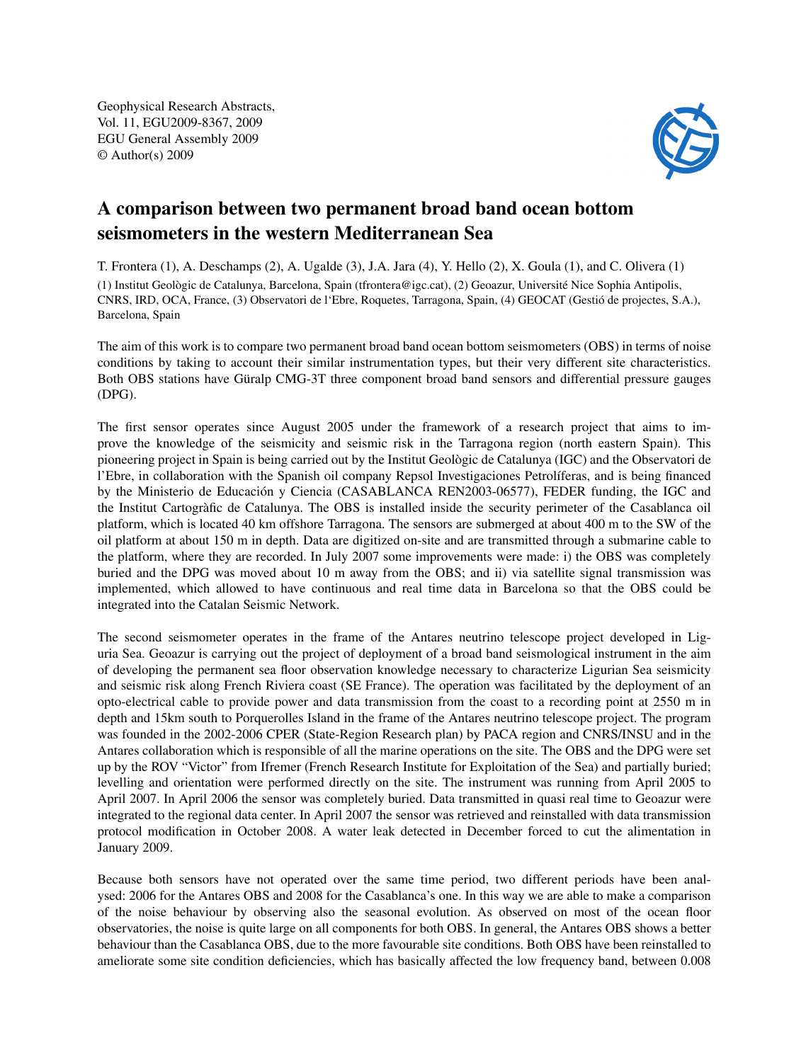# A comparison between two permanent broad band ocean bottom seismometers in the western Mediterranean Sea

T. Frontera (1), A. Deschamps (2), A. Ugalde (3), J.A. Jara (4), Y. Hello (2), X. Goula (1), and C. Olivera (1)

(1) Institut Geològic de Catalunya, Barcelona, Spain (tfrontera@igc.cat), (2) Geoazur, Université Nice Sophia Antipolis, CNRS, IRD, OCA, France, (3) Observatori de l'Ebre, Roquetes, Tarragona, Spain, (4) GEOCAT (Gestió de projectes, S.A.), Barcelona, Spain

The aim of this work is to compare two permanent broad band ocean bottom seismometers (OBS) in terms of noise conditions by taking to account their similar instrumentation types, but their very different site characteristics. Both OBS stations have Güralp CMG-3T three component broad band sensors and differential pressure gauges (DPG).

The first sensor operates since August 2005 under the framework of a research project that aims to improve the knowledge of the seismicity and seismic risk in the Tarragona region (north eastern Spain). This pioneering project in Spain is being carried out by the Institut Geològic de Catalunya (IGC) and the Observatori de l'Ebre, in collaboration with the Spanish oil company Repsol Investigaciones Petrolíferas, and is being financed by the Ministerio de Educación y Ciencia (CASABLANCA REN2003-06577), FEDER funding, the IGC and the Institut Cartogràfic de Catalunya. The OBS is installed inside the security perimeter of the Casablanca oil platform, which is located 40 km offshore Tarragona. The sensors are submerged at about 400 m to the SW of the oil platform at about 150 m in depth. Data are digitized on-site and are transmitted through a submarine cable to the platform, where they are recorded. In July 2007 some improvements were made: i) the OBS was completely buried and the DPG was moved about 10 m away from the OBS; and ii) via satellite signal transmission was implemented, which allowed to have continuous and real time data in Barcelona so that the OBS could be integrated into the Catalan Seismic Network.

The second seismometer operates in the frame of the Antares neutrino telescope project developed in Liguria Sea. Geoazur is carrying out the project of deployment of a broad band seismological instrument in the aim of developing the permanent sea floor observation knowledge necessary to characterize Ligurian Sea seismicity and seismic risk along French Riviera coast (SE France). The operation was facilitated by the deployment of an opto-electrical cable to provide power and data transmission from the coast to a recording point at 2550 m in depth and 15km south to Porquerolles Island in the frame of the Antares neutrino telescope project. The program was founded in the 2002-2006 CPER (State-Region Research plan) by PACA region and CNRS/INSU and in the Antares collaboration which is responsible of all the marine operations on the site. The OBS and the DPG were set up by the ROV "Victor" from Ifremer (French Research Institute for Exploitation of the Sea) and partially buried; levelling and orientation were performed directly on the site. The instrument was running from April 2005 to April 2007. In April 2006 the sensor was completely buried. Data transmitted in quasi real time to Geoazur were integrated to the regional data center. In April 2007 the sensor was retrieved and reinstalled with data transmission protocol modification in October 2008. A water leak detected in December forced to cut the alimentation in January 2009.

Because both sensors have not operated over the same time period, two different periods have been analysed: 2006 for the Antares OBS and 2008 for the Casablanca's one. In this way we are able to make a comparison of the noise behaviour by observing also the seasonal evolution. As observed on most of the ocean floor observatories, the noise is quite large on all components for both OBS. In general, the Antares OBS shows a better behaviour than the Casablanca OBS, due to the more favourable site conditions. Both OBS have been reinstalled to ameliorate some site condition deficiencies, which has basically affected the low frequency band, between 0.008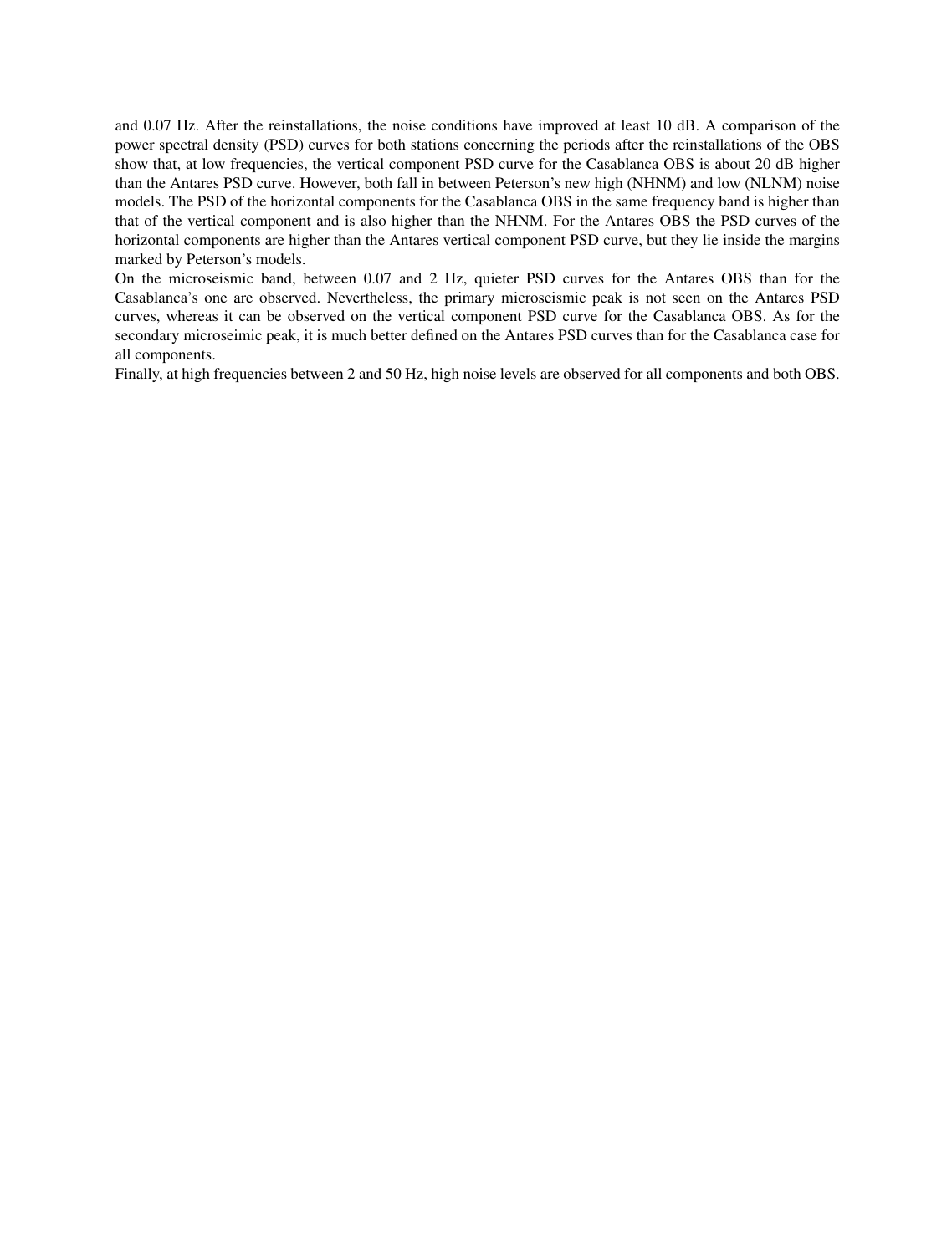and 0.07 Hz. After the reinstallations, the noise conditions have improved at least 10 dB. A comparison of the power spectral density (PSD) curves for both stations concerning the periods after the reinstallations of the OBS show that, at low frequencies, the vertical component PSD curve for the Casablanca OBS is about 20 dB higher than the Antares PSD curve. However, both fall in between Peterson's new high (NHNM) and low (NLNM) noise models. The PSD of the horizontal components for the Casablanca OBS in the same frequency band is higher than that of the vertical component and is also higher than the NHNM. For the Antares OBS the PSD curves of the horizontal components are higher than the Antares vertical component PSD curve, but they lie inside the margins marked by Peterson's models.

On the microseismic band, between 0.07 and 2 Hz, quieter PSD curves for the Antares OBS than for the Casablanca's one are observed. Nevertheless, the primary microseismic peak is not seen on the Antares PSD curves, whereas it can be observed on the vertical component PSD curve for the Casablanca OBS. As for the secondary microseimic peak, it is much better defined on the Antares PSD curves than for the Casablanca case for all components.

Finally, at high frequencies between 2 and 50 Hz, high noise levels are observed for all components and both OBS.